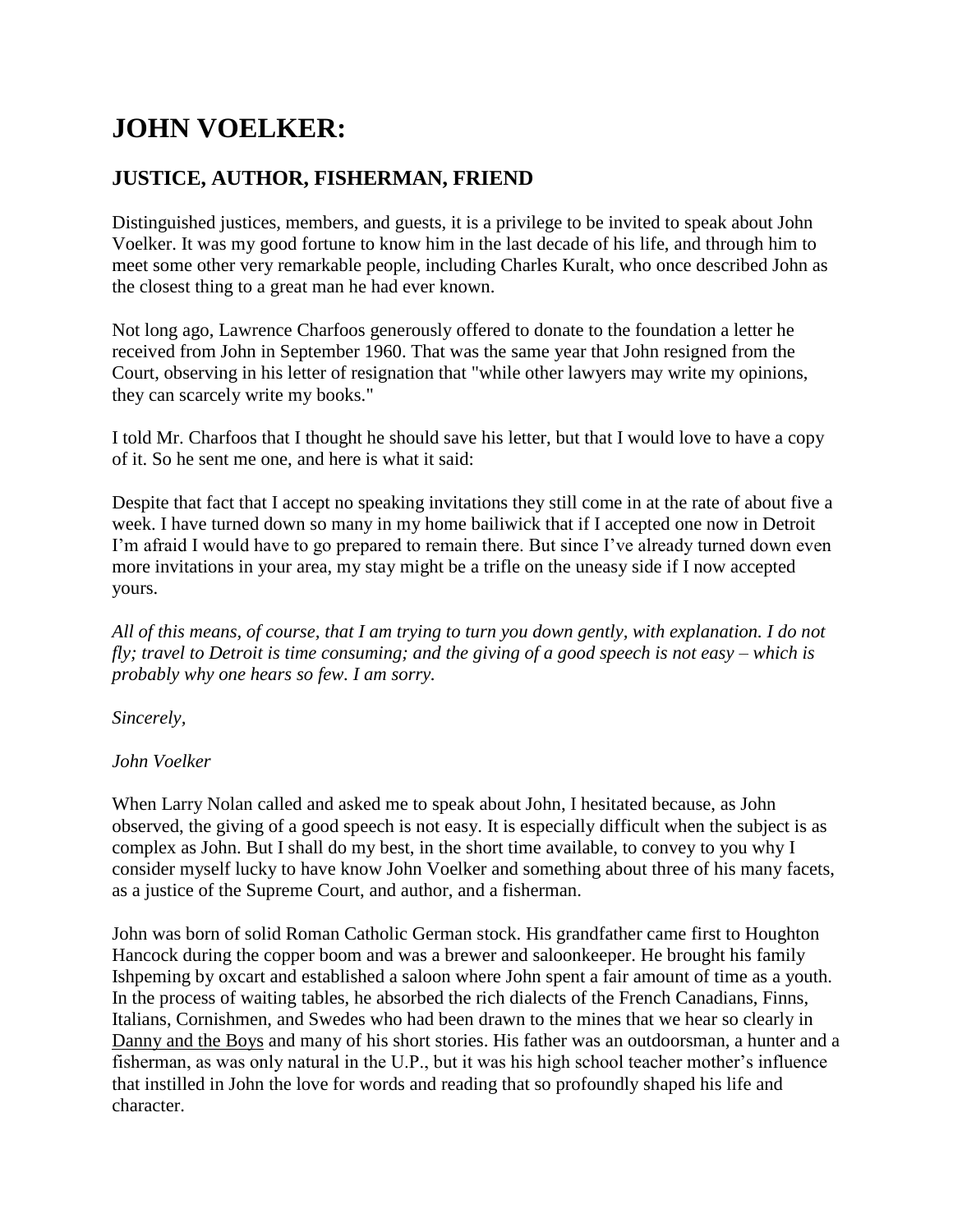# JOHN VOELKER:

## JUSTICE, AUTHOR, FISHERMAN, FRIEND

Distinguished justices, members, and guests, it is a privilege to be invited to speak about John Voelker. It was my good fortune to know him in the last decade of his life, and through him to meet some other very remarkable people, including Charles Kuralt, who once described John as the closest thing to a great man he had ever known.

Not long ago, Lawrence Charfoos generously offered to donate to the foundation a letter he received from John in September 1960. That was the same year that John resigned from the Court, observing in his letter of resignation that "while other lawyers may write my opinions, they can scarcely write my books."

I told Mr. Charfoos that I thought he should save his letter, but that I would love to have a copy of it. So he sent me one, and here is what it said:

Despite that fact that I accept no speaking invitations they still come in at the rate of about five a week. I have turned down so many in my home bailiwick that if I accepted one now in Detroit I'm afraid I would have to go prepared to remain there. But since I've already turned down even more invitations in your area, my stay might be a trifle on the uneasy side if I now accepted yours.

*All of this means, of course, that I am trying to turn you down gently, with explanation. I do not fly; travel to Detroit is time consuming; and the giving of a good speech is not easy – which is probably why one hears so few. I am sorry.*

*Sincerely,*

*John Voelker*

When Larry Nolan called and asked me to speak about John, I hesitated because, as John observed, the giving of a good speech is not easy. It is especially difficult when the subject is as complex as John. But I shall do my best, in the short time available, to convey to you why I consider myself lucky to have know John Voelker and something about three of his many facets, as a justice of the Supreme Court, and author, and a fisherman.

John was born of solid Roman Catholic German stock. His grandfather came first to Houghton Hancock during the copper boom and was a brewer and saloonkeeper. He brought his family Ishpeming by oxcart and established a saloon where John spent a fair amount of time as a youth. In the process of waiting tables, he absorbed the rich dialects of the French Canadians, Finns, Italians, Cornishmen, and Swedes who had been drawn to the mines that we hear so clearly in Danny and the Boys and many of his short stories. His father was an outdoorsman, a hunter and a fisherman, as was only natural in the U.P., but it was his high school teacher mother's influence that instilled in John the love for words and reading that so profoundly shaped his life and character.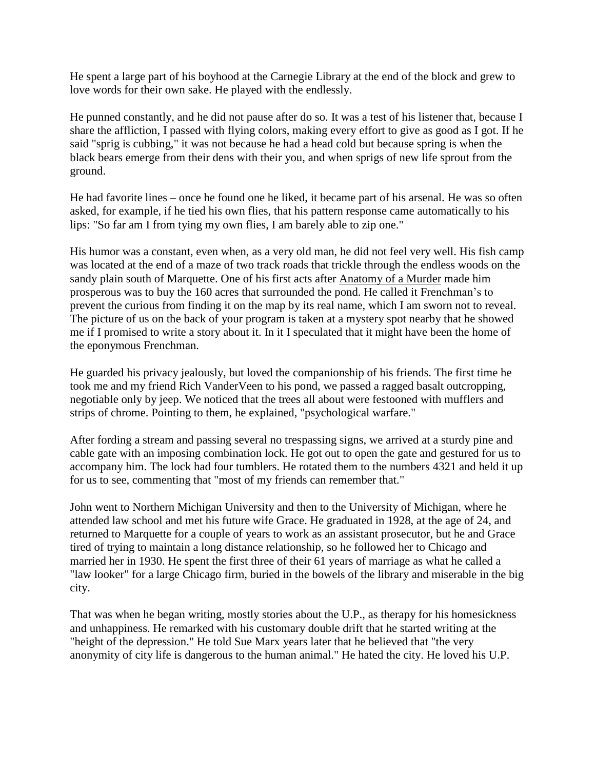He spent a large part of his boyhood at the Carnegie Library at the end of the block and grew to love words for their own sake. He played with the endlessly.

He punned constantly, and he did not pause after do so. It was a test of his listener that, because I share the affliction, I passed with flying colors, making every effort to give as good as I got. If he said "sprig is cubbing," it was not because he had a head cold but because spring is when the black bears emerge from their dens with their you, and when sprigs of new life sprout from the ground.

He had favorite lines – once he found one he liked, it became part of his arsenal. He was so often asked, for example, if he tied his own flies, that his pattern response came automatically to his lips: "So far am I from tying my own flies, I am barely able to zip one."

His humor was a constant, even when, as a very old man, he did not feel very well. His fish camp was located at the end of a maze of two track roads that trickle through the endless woods on the sandy plain south of Marquette. One of his first acts after Anatomy of a Murder made him prosperous was to buy the 160 acres that surrounded the pond. He called it Frenchman's to prevent the curious from finding it on the map by its real name, which I am sworn not to reveal. The picture of us on the back of your program is taken at a mystery spot nearby that he showed me if I promised to write a story about it. In it I speculated that it might have been the home of the eponymous Frenchman.

He guarded his privacy jealously, but loved the companionship of his friends. The first time he took me and my friend Rich VanderVeen to his pond, we passed a ragged basalt outcropping, negotiable only by jeep. We noticed that the trees all about were festooned with mufflers and strips of chrome. Pointing to them, he explained, "psychological warfare."

After fording a stream and passing several no trespassing signs, we arrived at a sturdy pine and cable gate with an imposing combination lock. He got out to open the gate and gestured for us to accompany him. The lock had four tumblers. He rotated them to the numbers 4321 and held it up for us to see, commenting that "most of my friends can remember that."

John went to Northern Michigan University and then to the University of Michigan, where he attended law school and met his future wife Grace. He graduated in 1928, at the age of 24, and returned to Marquette for a couple of years to work as an assistant prosecutor, but he and Grace tired of trying to maintain a long distance relationship, so he followed her to Chicago and married her in 1930. He spent the first three of their 61 years of marriage as what he called a "law looker" for a large Chicago firm, buried in the bowels of the library and miserable in the big city.

That was when he began writing, mostly stories about the U.P., as therapy for his homesickness and unhappiness. He remarked with his customary double drift that he started writing at the "height of the depression." He told Sue Marx years later that he believed that "the very anonymity of city life is dangerous to the human animal." He hated the city. He loved his U.P.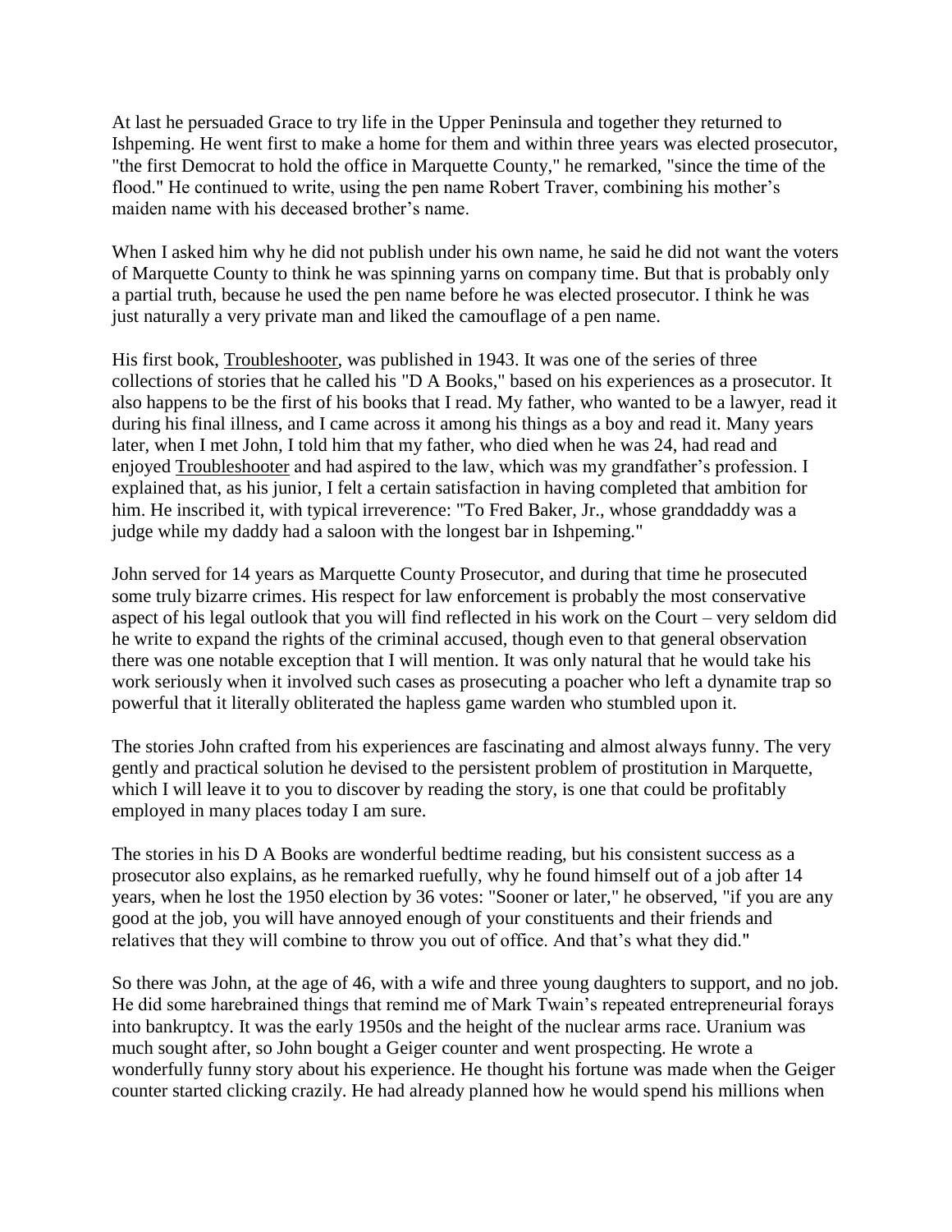At last he persuaded Grace to try life in the Upper Peninsula and together they returned to Ishpeming. He went first to make a home for them and within three years was elected prosecutor, "the first Democrat to hold the office in Marquette County," he remarked, "since the time of the flood." He continued to write, using the pen name Robert Traver, combining his mother's maiden name with his deceased brother's name.

When I asked him why he did not publish under his own name, he said he did not want the voters of Marquette County to think he was spinning yarns on company time. But that is probably only a partial truth, because he used the pen name before he was elected prosecutor. I think he was just naturally a very private man and liked the camouflage of a pen name.

His first book, Troubleshooter, was published in 1943. It was one of the series of three collections of stories that he called his "D A Books," based on his experiences as a prosecutor. It also happens to be the first of his books that I read. My father, who wanted to be a lawyer, read it during his final illness, and I came across it among his things as a boy and read it. Many years later, when I met John, I told him that my father, who died when he was 24, had read and enjoyed Troubleshooter and had aspired to the law, which was my grandfather's profession. I explained that, as his junior, I felt a certain satisfaction in having completed that ambition for him. He inscribed it, with typical irreverence: "To Fred Baker, Jr., whose granddaddy was a judge while my daddy had a saloon with the longest bar in Ishpeming."

John served for 14 years as Marquette County Prosecutor, and during that time he prosecuted some truly bizarre crimes. His respect for law enforcement is probably the most conservative aspect of his legal outlook that you will find reflected in his work on the Court – very seldom did he write to expand the rights of the criminal accused, though even to that general observation there was one notable exception that I will mention. It was only natural that he would take his work seriously when it involved such cases as prosecuting a poacher who left a dynamite trap so powerful that it literally obliterated the hapless game warden who stumbled upon it.

The stories John crafted from his experiences are fascinating and almost always funny. The very gently and practical solution he devised to the persistent problem of prostitution in Marquette, which I will leave it to you to discover by reading the story, is one that could be profitably employed in many places today I am sure.

The stories in his D A Books are wonderful bedtime reading, but his consistent success as a prosecutor also explains, as he remarked ruefully, why he found himself out of a job after 14 years, when he lost the 1950 election by 36 votes: "Sooner or later," he observed, "if you are any good at the job, you will have annoyed enough of your constituents and their friends and relatives that they will combine to throw you out of office. And that's what they did."

So there was John, at the age of 46, with a wife and three young daughters to support, and no job. He did some harebrained things that remind me of Mark Twain's repeated entrepreneurial forays into bankruptcy. It was the early 1950s and the height of the nuclear arms race. Uranium was much sought after, so John bought a Geiger counter and went prospecting. He wrote a wonderfully funny story about his experience. He thought his fortune was made when the Geiger counter started clicking crazily. He had already planned how he would spend his millions when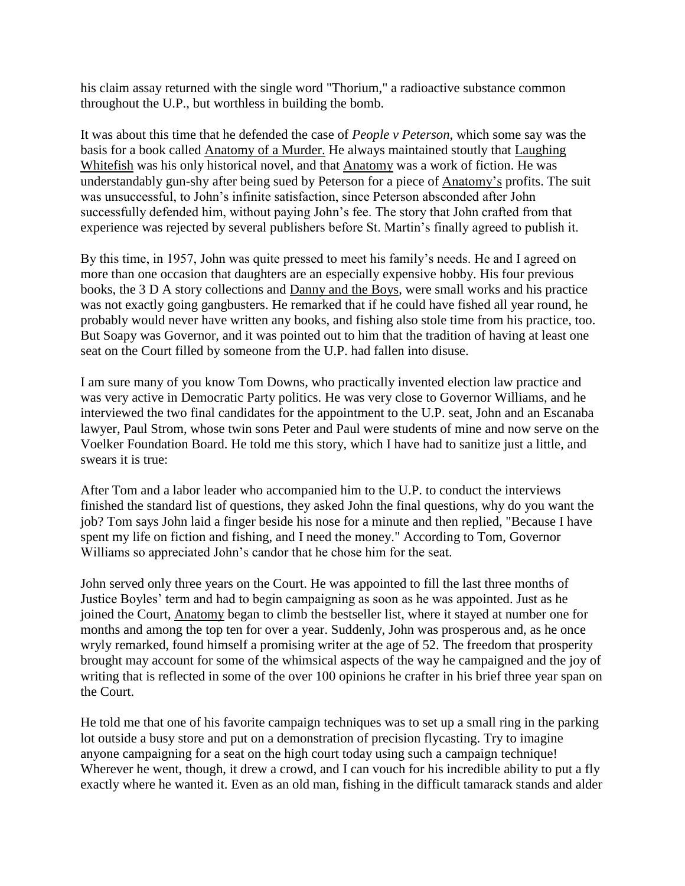his claim assay returned with the single word "Thorium," a radioactive substance common throughout the U.P., but worthless in building the bomb.

It was about this time that he defended the case of *People v Peterson*, which some say was the basis for a book called Anatomy of a Murder. He always maintained stoutly that Laughing Whitefish was his only historical novel, and that Anatomy was a work of fiction. He was understandably gun-shy after being sued by Peterson for a piece of Anatomy's profits. The suit was unsuccessful, to John's infinite satisfaction, since Peterson absconded after John successfully defended him, without paying John's fee. The story that John crafted from that experience was rejected by several publishers before St. Martin's finally agreed to publish it.

By this time, in 1957, John was quite pressed to meet his family's needs. He and I agreed on more than one occasion that daughters are an especially expensive hobby. His four previous books, the 3 D A story collections and Danny and the Boys, were small works and his practice was not exactly going gangbusters. He remarked that if he could have fished all year round, he probably would never have written any books, and fishing also stole time from his practice, too. But Soapy was Governor, and it was pointed out to him that the tradition of having at least one seat on the Court filled by someone from the U.P. had fallen into disuse.

I am sure many of you know Tom Downs, who practically invented election law practice and was very active in Democratic Party politics. He was very close to Governor Williams, and he interviewed the two final candidates for the appointment to the U.P. seat, John and an Escanaba lawyer, Paul Strom, whose twin sons Peter and Paul were students of mine and now serve on the Voelker Foundation Board. He told me this story, which I have had to sanitize just a little, and swears it is true:

After Tom and a labor leader who accompanied him to the U.P. to conduct the interviews finished the standard list of questions, they asked John the final questions, why do you want the job? Tom says John laid a finger beside his nose for a minute and then replied, "Because I have spent my life on fiction and fishing, and I need the money." According to Tom, Governor Williams so appreciated John's candor that he chose him for the seat.

John served only three years on the Court. He was appointed to fill the last three months of Justice Boyles' term and had to begin campaigning as soon as he was appointed. Just as he joined the Court, Anatomy began to climb the bestseller list, where it stayed at number one for months and among the top ten for over a year. Suddenly, John was prosperous and, as he once wryly remarked, found himself a promising writer at the age of 52. The freedom that prosperity brought may account for some of the whimsical aspects of the way he campaigned and the joy of writing that is reflected in some of the over 100 opinions he crafter in his brief three year span on the Court.

He told me that one of his favorite campaign techniques was to set up a small ring in the parking lot outside a busy store and put on a demonstration of precision flycasting. Try to imagine anyone campaigning for a seat on the high court today using such a campaign technique! Wherever he went, though, it drew a crowd, and I can vouch for his incredible ability to put a fly exactly where he wanted it. Even as an old man, fishing in the difficult tamarack stands and alder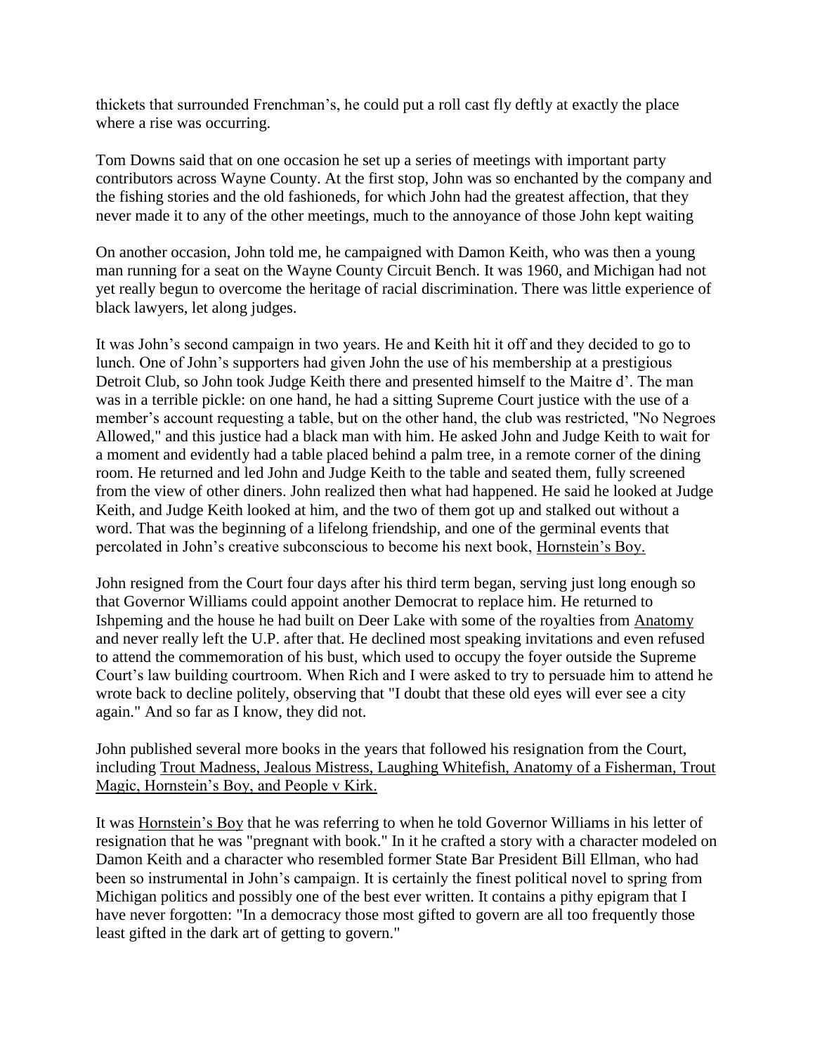thickets that surrounded Frenchman's, he could put a roll cast fly deftly at exactly the place where a rise was occurring.

Tom Downs said that on one occasion he set up a series of meetings with important party contributors across Wayne County. At the first stop, John was so enchanted by the company and the fishing stories and the old fashioneds, for which John had the greatest affection, that they never made it to any of the other meetings, much to the annoyance of those John kept waiting

On another occasion, John told me, he campaigned with Damon Keith, who was then a young man running for a seat on the Wayne County Circuit Bench. It was 1960, and Michigan had not yet really begun to overcome the heritage of racial discrimination. There was little experience of black lawyers, let along judges.

It was John's second campaign in two years. He and Keith hit it off and they decided to go to lunch. One of John's supporters had given John the use of his membership at a prestigious Detroit Club, so John took Judge Keith there and presented himself to the Maitre d'. The man was in a terrible pickle: on one hand, he had a sitting Supreme Court justice with the use of a member's account requesting a table, but on the other hand, the club was restricted, "No Negroes Allowed," and this justice had a black man with him. He asked John and Judge Keith to wait for a moment and evidently had a table placed behind a palm tree, in a remote corner of the dining room. He returned and led John and Judge Keith to the table and seated them, fully screened from the view of other diners. John realized then what had happened. He said he looked at Judge Keith, and Judge Keith looked at him, and the two of them got up and stalked out without a word. That was the beginning of a lifelong friendship, and one of the germinal events that percolated in John's creative subconscious to become his next book, Hornstein's Boy.

John resigned from the Court four days after his third term began, serving just long enough so that Governor Williams could appoint another Democrat to replace him. He returned to Ishpeming and the house he had built on Deer Lake with some of the royalties from Anatomy and never really left the U.P. after that. He declined most speaking invitations and even refused to attend the commemoration of his bust, which used to occupy the foyer outside the Supreme Court's law building courtroom. When Rich and I were asked to try to persuade him to attend he wrote back to decline politely, observing that "I doubt that these old eyes will ever see a city again." And so far as I know, they did not.

John published several more books in the years that followed his resignation from the Court, including Trout Madness, Jealous Mistress, Laughing Whitefish, Anatomy of a Fisherman, Trout Magic, Hornstein's Boy, and People v Kirk.

It was Hornstein's Boy that he was referring to when he told Governor Williams in his letter of resignation that he was "pregnant with book." In it he crafted a story with a character modeled on Damon Keith and a character who resembled former State Bar President Bill Ellman, who had been so instrumental in John's campaign. It is certainly the finest political novel to spring from Michigan politics and possibly one of the best ever written. It contains a pithy epigram that I have never forgotten: "In a democracy those most gifted to govern are all too frequently those least gifted in the dark art of getting to govern."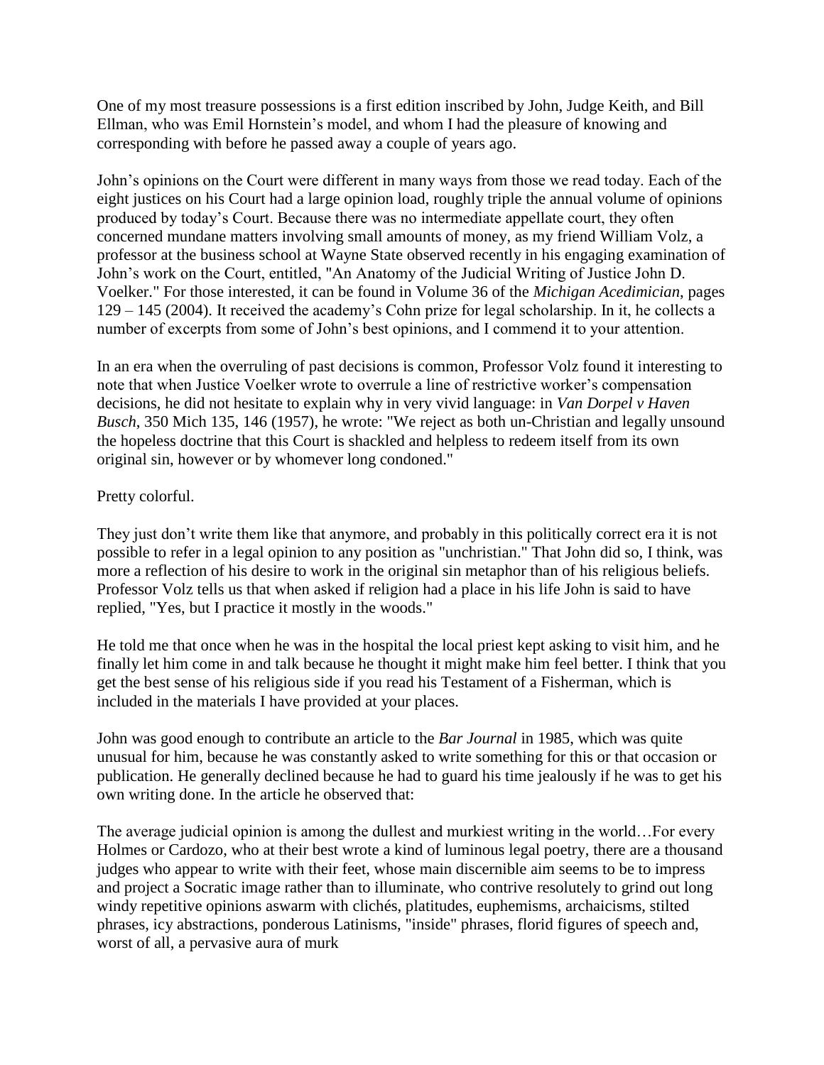One of my most treasure possessions is a first edition inscribed by John, Judge Keith, and Bill Ellman, who was Emil Hornstein's model, and whom I had the pleasure of knowing and corresponding with before he passed away a couple of years ago.

John's opinions on the Court were different in many ways from those we read today. Each of the eight justices on his Court had a large opinion load, roughly triple the annual volume of opinions produced by today's Court. Because there was no intermediate appellate court, they often concerned mundane matters involving small amounts of money, as my friend William Volz, a professor at the business school at Wayne State observed recently in his engaging examination of John's work on the Court, entitled, "An Anatomy of the Judicial Writing of Justice John D. Voelker." For those interested, it can be found in Volume 36 of the *Michigan Acedimician*, pages 129 – 145 (2004). It received the academy's Cohn prize for legal scholarship. In it, he collects a number of excerpts from some of John's best opinions, and I commend it to your attention.

In an era when the overruling of past decisions is common, Professor Volz found it interesting to note that when Justice Voelker wrote to overrule a line of restrictive worker's compensation decisions, he did not hesitate to explain why in very vivid language: in *Van Dorpel v Haven Busch*, 350 Mich 135, 146 (1957), he wrote: "We reject as both un-Christian and legally unsound the hopeless doctrine that this Court is shackled and helpless to redeem itself from its own original sin, however or by whomever long condoned."

Pretty colorful.

They just don't write them like that anymore, and probably in this politically correct era it is not possible to refer in a legal opinion to any position as "unchristian." That John did so, I think, was more a reflection of his desire to work in the original sin metaphor than of his religious beliefs. Professor Volz tells us that when asked if religion had a place in his life John is said to have replied, "Yes, but I practice it mostly in the woods."

He told me that once when he was in the hospital the local priest kept asking to visit him, and he finally let him come in and talk because he thought it might make him feel better. I think that you get the best sense of his religious side if you read his Testament of a Fisherman, which is included in the materials I have provided at your places.

John was good enough to contribute an article to the *Bar Journal* in 1985, which was quite unusual for him, because he was constantly asked to write something for this or that occasion or publication. He generally declined because he had to guard his time jealously if he was to get his own writing done. In the article he observed that:

The average judicial opinion is among the dullest and murkiest writing in the world…For every Holmes or Cardozo, who at their best wrote a kind of luminous legal poetry, there are a thousand judges who appear to write with their feet, whose main discernible aim seems to be to impress and project a Socratic image rather than to illuminate, who contrive resolutely to grind out long windy repetitive opinions aswarm with clichés, platitudes, euphemisms, archaicisms, stilted phrases, icy abstractions, ponderous Latinisms, "inside" phrases, florid figures of speech and, worst of all, a pervasive aura of murk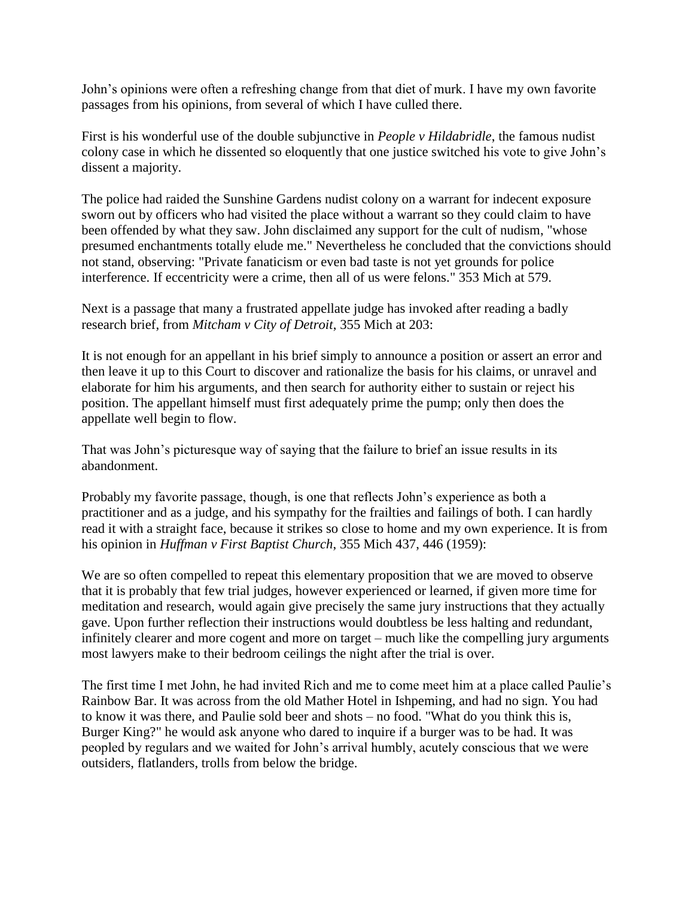John's opinions were often a refreshing change from that diet of murk. I have my own favorite passages from his opinions, from several of which I have culled there.

First is his wonderful use of the double subjunctive in *People v Hildabridle*, the famous nudist colony case in which he dissented so eloquently that one justice switched his vote to give John's dissent a majority.

The police had raided the Sunshine Gardens nudist colony on a warrant for indecent exposure sworn out by officers who had visited the place without a warrant so they could claim to have been offended by what they saw. John disclaimed any support for the cult of nudism, "whose presumed enchantments totally elude me." Nevertheless he concluded that the convictions should not stand, observing: "Private fanaticism or even bad taste is not yet grounds for police interference. If eccentricity were a crime, then all of us were felons." 353 Mich at 579.

Next is a passage that many a frustrated appellate judge has invoked after reading a badly research brief, from *Mitcham v City of Detroit*, 355 Mich at 203:

It is not enough for an appellant in his brief simply to announce a position or assert an error and then leave it up to this Court to discover and rationalize the basis for his claims, or unravel and elaborate for him his arguments, and then search for authority either to sustain or reject his position. The appellant himself must first adequately prime the pump; only then does the appellate well begin to flow.

That was John's picturesque way of saying that the failure to brief an issue results in its abandonment.

Probably my favorite passage, though, is one that reflects John's experience as both a practitioner and as a judge, and his sympathy for the frailties and failings of both. I can hardly read it with a straight face, because it strikes so close to home and my own experience. It is from his opinion in *Huffman v First Baptist Church*, 355 Mich 437, 446 (1959):

We are so often compelled to repeat this elementary proposition that we are moved to observe that it is probably that few trial judges, however experienced or learned, if given more time for meditation and research, would again give precisely the same jury instructions that they actually gave. Upon further reflection their instructions would doubtless be less halting and redundant, infinitely clearer and more cogent and more on target – much like the compelling jury arguments most lawyers make to their bedroom ceilings the night after the trial is over.

The first time I met John, he had invited Rich and me to come meet him at a place called Paulie's Rainbow Bar. It was across from the old Mather Hotel in Ishpeming, and had no sign. You had to know it was there, and Paulie sold beer and shots – no food. "What do you think this is, Burger King?" he would ask anyone who dared to inquire if a burger was to be had. It was peopled by regulars and we waited for John's arrival humbly, acutely conscious that we were outsiders, flatlanders, trolls from below the bridge.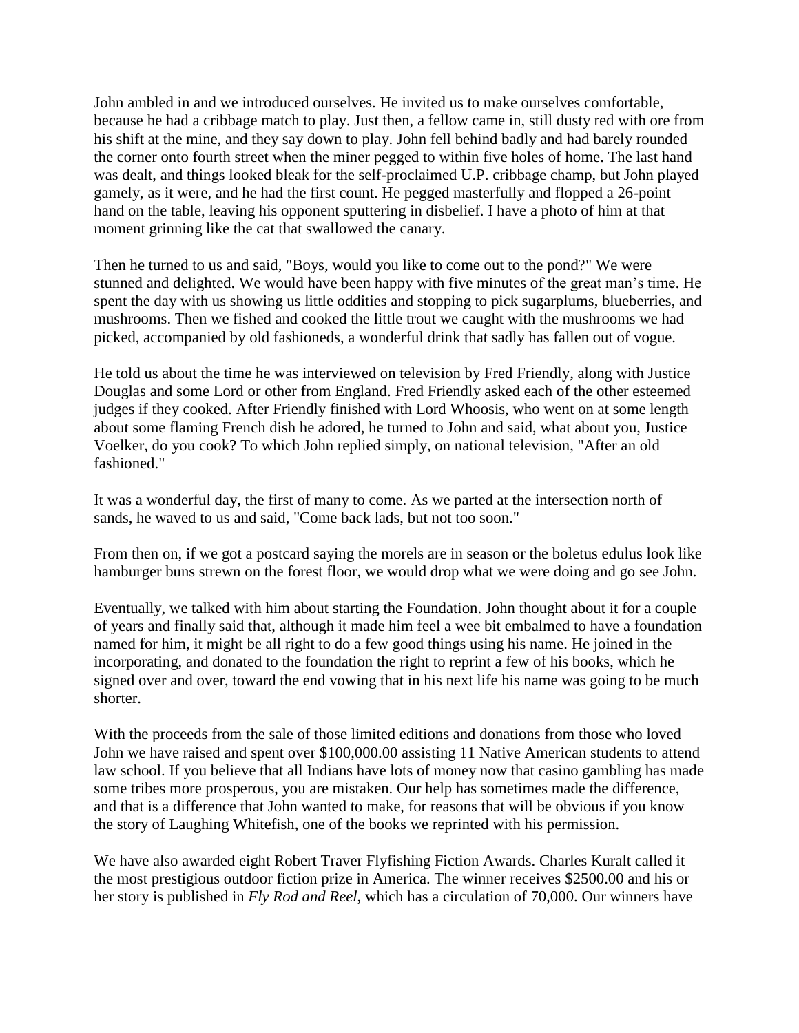John ambled in and we introduced ourselves. He invited us to make ourselves comfortable, because he had a cribbage match to play. Just then, a fellow came in, still dusty red with ore from his shift at the mine, and they say down to play. John fell behind badly and had barely rounded the corner onto fourth street when the miner pegged to within five holes of home. The last hand was dealt, and things looked bleak for the self-proclaimed U.P. cribbage champ, but John played gamely, as it were, and he had the first count. He pegged masterfully and flopped a 26-point hand on the table, leaving his opponent sputtering in disbelief. I have a photo of him at that moment grinning like the cat that swallowed the canary.

Then he turned to us and said, "Boys, would you like to come out to the pond?" We were stunned and delighted. We would have been happy with five minutes of the great man's time. He spent the day with us showing us little oddities and stopping to pick sugarplums, blueberries, and mushrooms. Then we fished and cooked the little trout we caught with the mushrooms we had picked, accompanied by old fashioneds, a wonderful drink that sadly has fallen out of vogue.

He told us about the time he was interviewed on television by Fred Friendly, along with Justice Douglas and some Lord or other from England. Fred Friendly asked each of the other esteemed judges if they cooked. After Friendly finished with Lord Whoosis, who went on at some length about some flaming French dish he adored, he turned to John and said, what about you, Justice Voelker, do you cook? To which John replied simply, on national television, "After an old fashioned."

It was a wonderful day, the first of many to come. As we parted at the intersection north of sands, he waved to us and said, "Come back lads, but not too soon."

From then on, if we got a postcard saying the morels are in season or the boletus edulus look like hamburger buns strewn on the forest floor, we would drop what we were doing and go see John.

Eventually, we talked with him about starting the Foundation. John thought about it for a couple of years and finally said that, although it made him feel a wee bit embalmed to have a foundation named for him, it might be all right to do a few good things using his name. He joined in the incorporating, and donated to the foundation the right to reprint a few of his books, which he signed over and over, toward the end vowing that in his next life his name was going to be much shorter.

With the proceeds from the sale of those limited editions and donations from those who loved John we have raised and spent over $100,000.00 assisting 11 Native American students to attend law school. If you believe that all Indians have lots of money now that casino gambling has made some tribes more prosperous, you are mistaken. Our help has sometimes made the difference, and that is a difference that John wanted to make, for reasons that will be obvious if you know the story of Laughing Whitefish, one of the books we reprinted with his permission.

We have also awarded eight Robert Traver Flyfishing Fiction Awards. Charles Kuralt called it the most prestigious outdoor fiction prize in America. The winner receives $2500.00 and his or her story is published in *Fly Rod and Reel*, which has a circulation of 70,000. Our winners have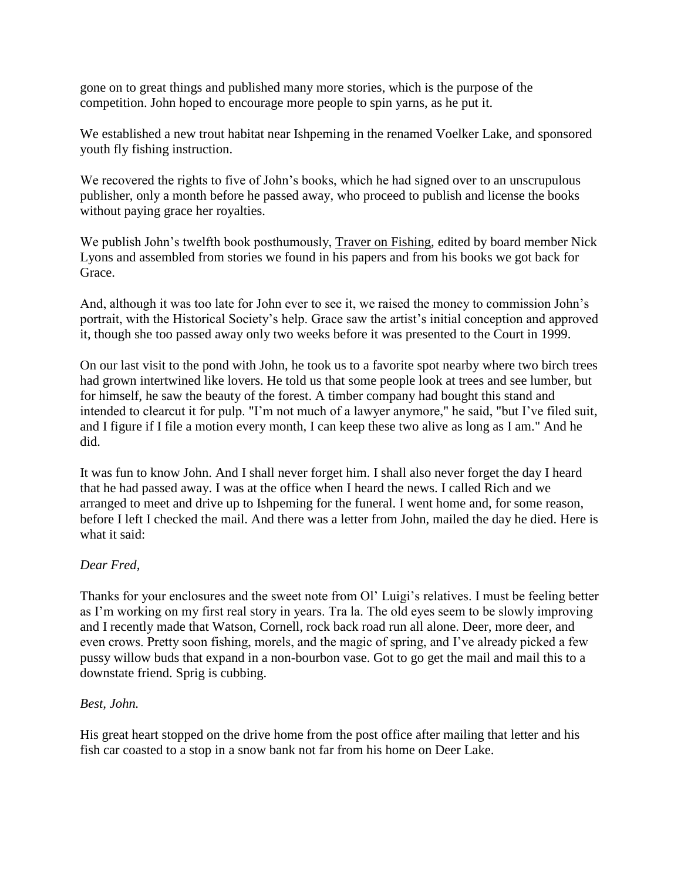gone on to great things and published many more stories, which is the purpose of the competition. John hoped to encourage more people to spin yarns, as he put it.

We established a new trout habitat near Ishpeming in the renamed Voelker Lake, and sponsored youth fly fishing instruction.

We recovered the rights to five of John's books, which he had signed over to an unscrupulous publisher, only a month before he passed away, who proceed to publish and license the books without paying grace her royalties.

We publish John's twelfth book posthumously, <u>Traver on Fishing</u>, edited by board member Nick Lyons and assembled from stories we found in his papers and from his books we got back for Grace.

And, although it was too late for John ever to see it, we raised the money to commission John's portrait, with the Historical Society's help. Grace saw the artist's initial conception and approved it, though she too passed away only two weeks before it was presented to the Court in 1999.

On our last visit to the pond with John, he took us to a favorite spot nearby where two birch trees had grown intertwined like lovers. He told us that some people look at trees and see lumber, but for himself, he saw the beauty of the forest. A timber company had bought this stand and intended to clearcut it for pulp. "I'm not much of a lawyer anymore," he said, "but I've filed suit, and I figure if I file a motion every month, I can keep these two alive as long as I am." And he did.

It was fun to know John. And I shall never forget him. I shall also never forget the day I heard that he had passed away. I was at the office when I heard the news. I called Rich and we arranged to meet and drive up to Ishpeming for the funeral. I went home and, for some reason, before I left I checked the mail. And there was a letter from John, mailed the day he died. Here is what it said:

*Dear Fred,*

Thanks for your enclosures and the sweet note from Ol' Luigi's relatives. I must be feeling better as I'm working on my first real story in years. Tra la. The old eyes seem to be slowly improving and I recently made that Watson, Cornell, rock back road run all alone. Deer, more deer, and even crows. Pretty soon fishing, morels, and the magic of spring, and I've already picked a few pussy willow buds that expand in a non-bourbon vase. Got to go get the mail and mail this to a downstate friend. Sprig is cubbing.

*Best, John.*

His great heart stopped on the drive home from the post office after mailing that letter and his fish car coasted to a stop in a snow bank not far from his home on Deer Lake.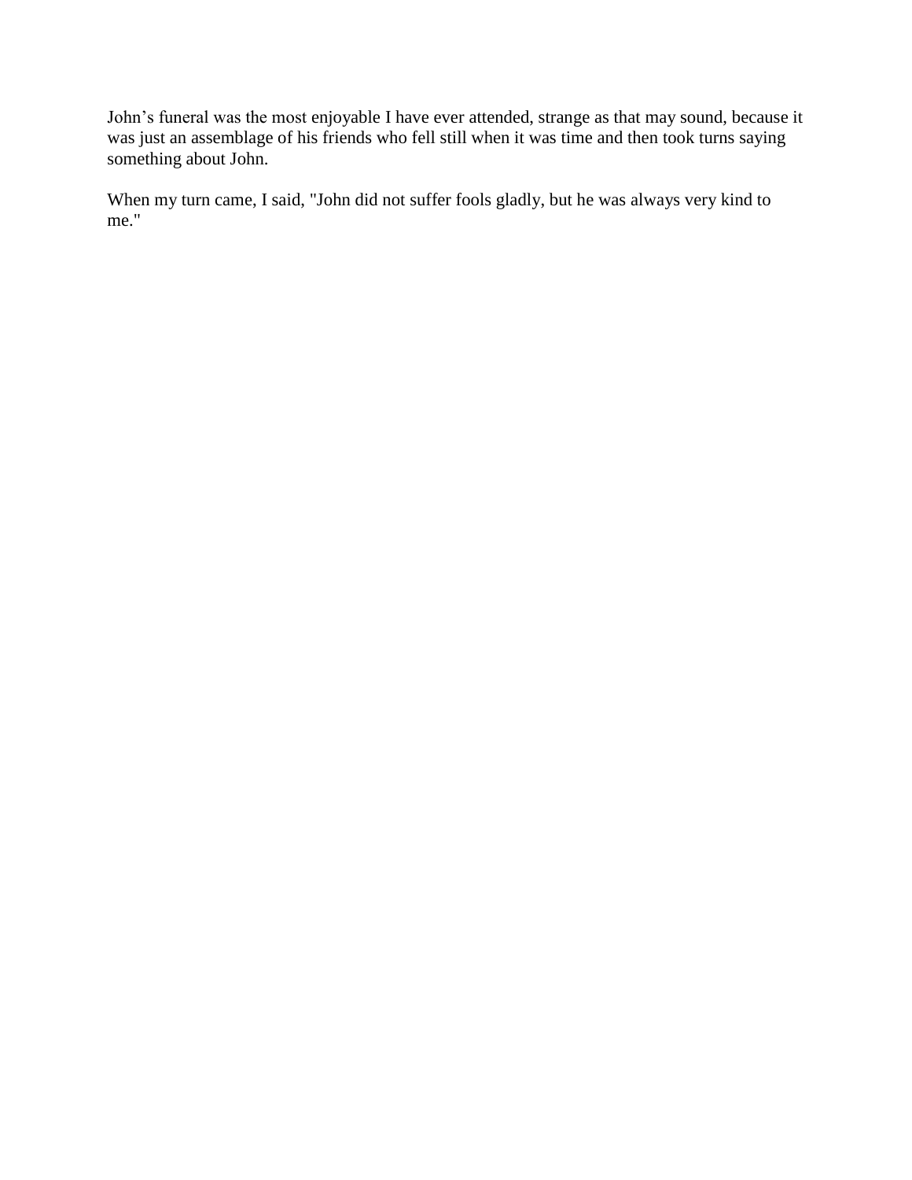John’s funeral was the most enjoyable I have ever attended, strange as that may sound, because it was just an assemblage of his friends who fell still when it was time and then took turns saying something about John.

When my turn came, I said, "John did not suffer fools gladly, but he was always very kind to me."